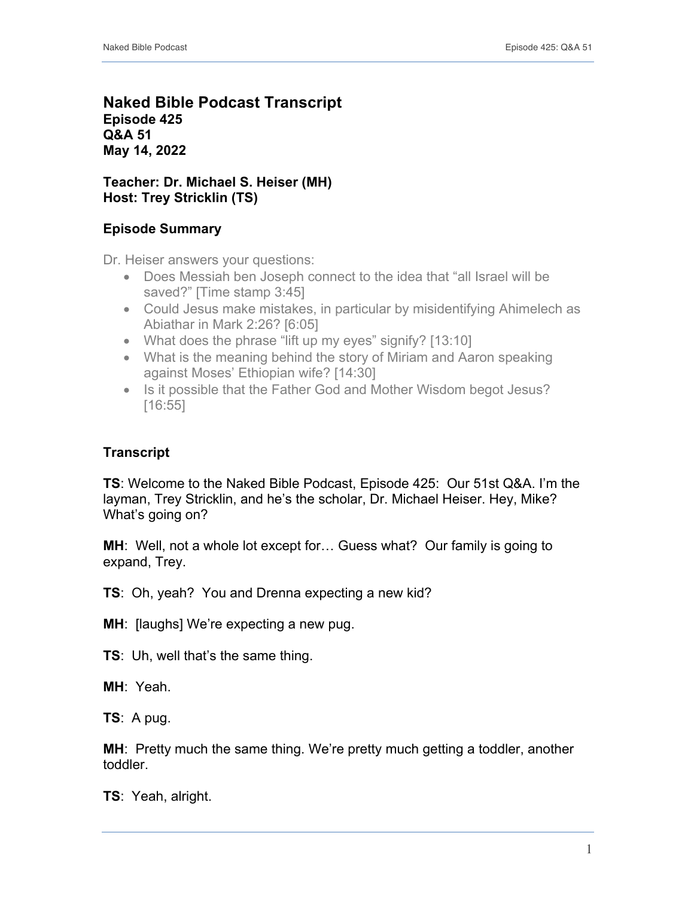# Naked Bible Podcast Transcript

**Episode 425**
**Q&A 51**
**May 14, 2022**

**Teacher: Dr. Michael S. Heiser (MH)**
**Host: Trey Stricklin (TS)**

## Episode Summary

Dr. Heiser answers your questions:

- Does Messiah ben Joseph connect to the idea that "all Israel will be saved?" [Time stamp 3:45]
- Could Jesus make mistakes, in particular by misidentifying Ahimelech as Abiathar in Mark 2:26? [6:05]
- What does the phrase "lift up my eyes" signify? [13:10]
- What is the meaning behind the story of Miriam and Aaron speaking against Moses' Ethiopian wife? [14:30]
- Is it possible that the Father God and Mother Wisdom begot Jesus? [16:55]

## Transcript

**TS**: Welcome to the Naked Bible Podcast, Episode 425: Our 51st Q&A. I'm the layman, Trey Stricklin, and he's the scholar, Dr. Michael Heiser. Hey, Mike? What's going on?

**MH**: Well, not a whole lot except for… Guess what? Our family is going to expand, Trey.

**TS**: Oh, yeah? You and Drenna expecting a new kid?

**MH**: [laughs] We're expecting a new pug.

**TS**: Uh, well that's the same thing.

**MH**: Yeah.

**TS**: A pug.

**MH**: Pretty much the same thing. We're pretty much getting a toddler, another toddler.

**TS**: Yeah, alright.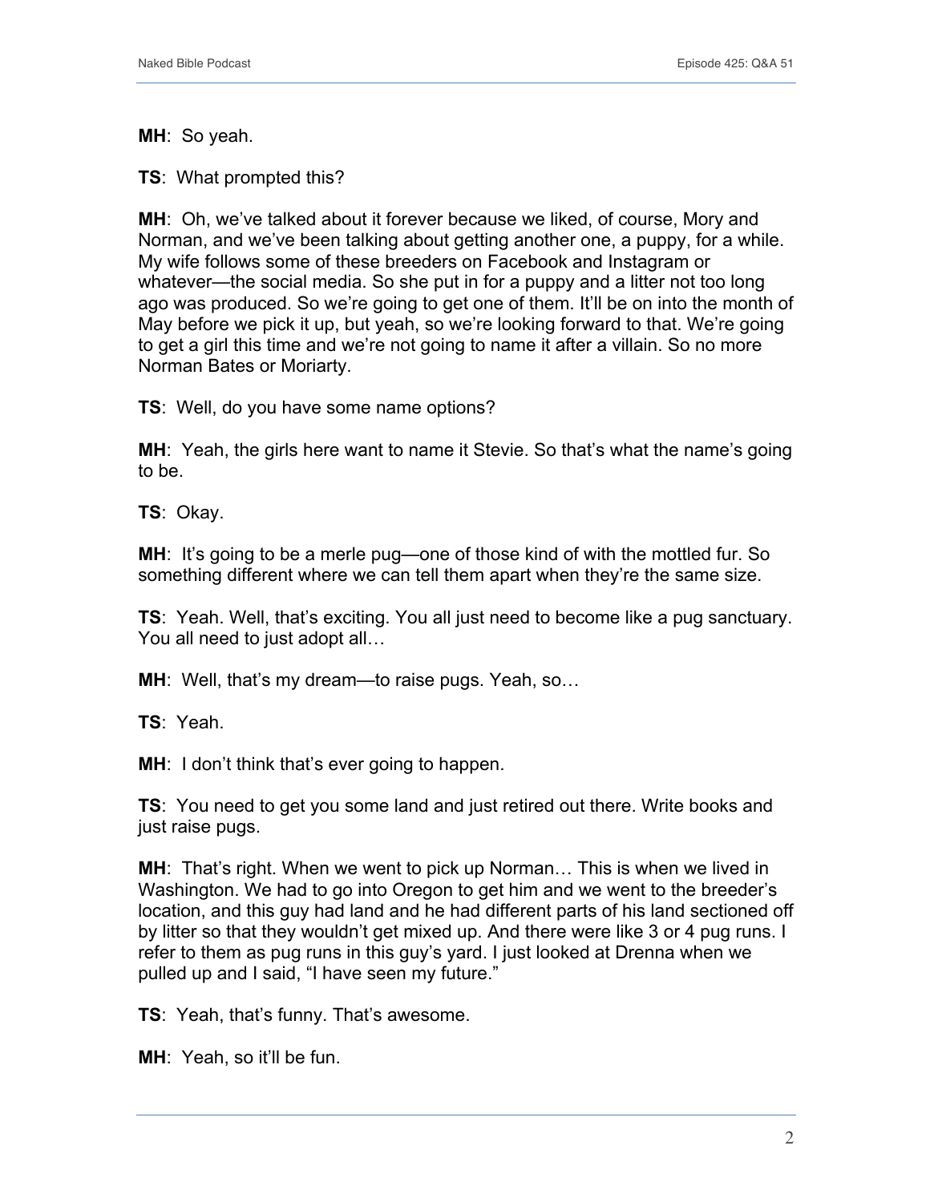**MH**: So yeah.

**TS**: What prompted this?

**MH**: Oh, we've talked about it forever because we liked, of course, Mory and Norman, and we've been talking about getting another one, a puppy, for a while. My wife follows some of these breeders on Facebook and Instagram or whatever—the social media. So she put in for a puppy and a litter not too long ago was produced. So we're going to get one of them. It'll be on into the month of May before we pick it up, but yeah, so we're looking forward to that. We're going to get a girl this time and we're not going to name it after a villain. So no more Norman Bates or Moriarty.

**TS**: Well, do you have some name options?

**MH**: Yeah, the girls here want to name it Stevie. So that's what the name's going to be.

**TS**: Okay.

**MH**: It's going to be a merle pug—one of those kind of with the mottled fur. So something different where we can tell them apart when they're the same size.

**TS**: Yeah. Well, that's exciting. You all just need to become like a pug sanctuary. You all need to just adopt all…

**MH**: Well, that's my dream—to raise pugs. Yeah, so…

**TS**: Yeah.

**MH**: I don't think that's ever going to happen.

**TS**: You need to get you some land and just retired out there. Write books and just raise pugs.

**MH**: That's right. When we went to pick up Norman… This is when we lived in Washington. We had to go into Oregon to get him and we went to the breeder's location, and this guy had land and he had different parts of his land sectioned off by litter so that they wouldn't get mixed up. And there were like 3 or 4 pug runs. I refer to them as pug runs in this guy's yard. I just looked at Drenna when we pulled up and I said, "I have seen my future."

**TS**: Yeah, that's funny. That's awesome.

**MH**: Yeah, so it'll be fun.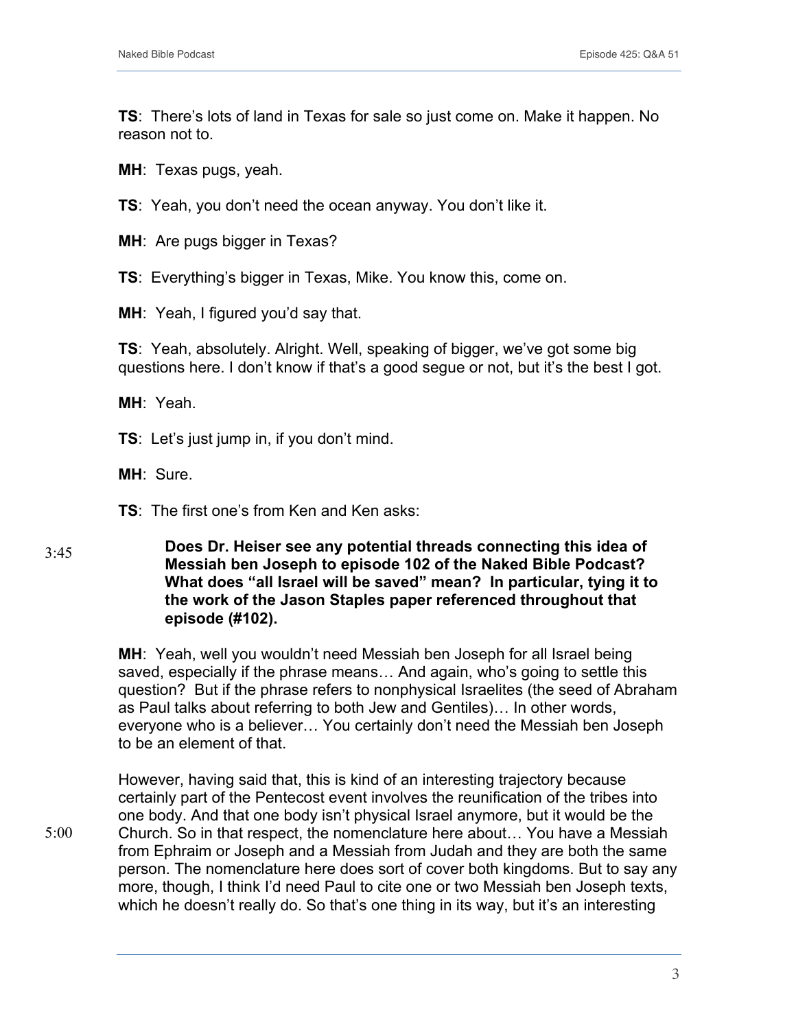**TS**: There's lots of land in Texas for sale so just come on. Make it happen. No reason not to.

**MH**: Texas pugs, yeah.

**TS**: Yeah, you don't need the ocean anyway. You don't like it.

**MH**: Are pugs bigger in Texas?

**TS**: Everything's bigger in Texas, Mike. You know this, come on.

**MH**: Yeah, I figured you'd say that.

**TS**: Yeah, absolutely. Alright. Well, speaking of bigger, we've got some big questions here. I don't know if that's a good segue or not, but it's the best I got.

**MH**: Yeah.

**TS**: Let's just jump in, if you don't mind.

**MH**: Sure.

**TS**: The first one's from Ken and Ken asks:

3:45

> **Does Dr. Heiser see any potential threads connecting this idea of Messiah ben Joseph to episode 102 of the Naked Bible Podcast? What does "all Israel will be saved" mean? In particular, tying it to the work of the Jason Staples paper referenced throughout that episode (#102).**

**MH**: Yeah, well you wouldn't need Messiah ben Joseph for all Israel being saved, especially if the phrase means… And again, who's going to settle this question? But if the phrase refers to nonphysical Israelites (the seed of Abraham as Paul talks about referring to both Jew and Gentiles)… In other words, everyone who is a believer… You certainly don't need the Messiah ben Joseph to be an element of that.

However, having said that, this is kind of an interesting trajectory because certainly part of the Pentecost event involves the reunification of the tribes into one body. And that one body isn't physical Israel anymore, but it would be the Church. So in that respect, the nomenclature here about… You have a Messiah from Ephraim or Joseph and a Messiah from Judah and they are both the same person. The nomenclature here does sort of cover both kingdoms. But to say any more, though, I think I'd need Paul to cite one or two Messiah ben Joseph texts, which he doesn't really do. So that's one thing in its way, but it's an interesting

5:00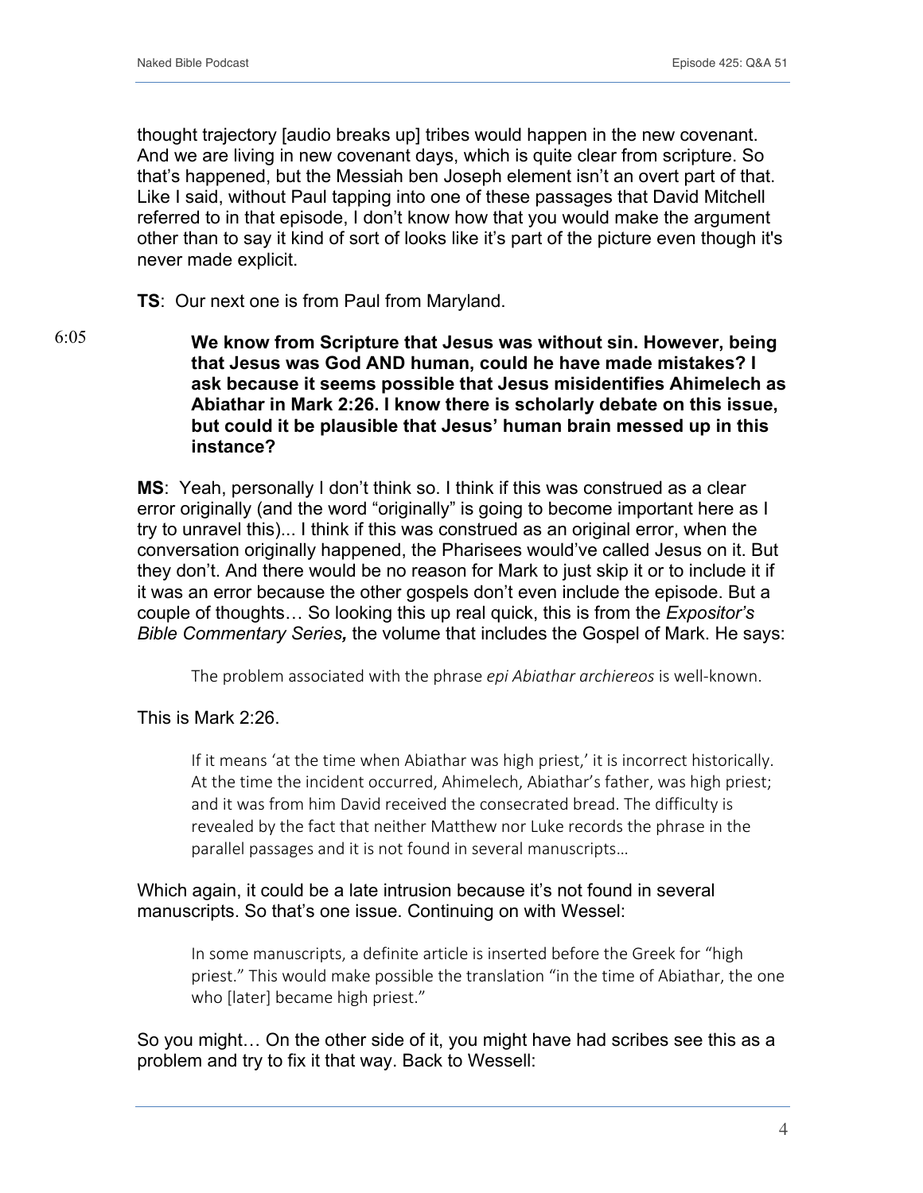thought trajectory [audio breaks up] tribes would happen in the new covenant. And we are living in new covenant days, which is quite clear from scripture. So that's happened, but the Messiah ben Joseph element isn't an overt part of that. Like I said, without Paul tapping into one of these passages that David Mitchell referred to in that episode, I don't know how that you would make the argument other than to say it kind of sort of looks like it's part of the picture even though it's never made explicit.

**TS**: Our next one is from Paul from Maryland.

6:05

**We know from Scripture that Jesus was without sin. However, being that Jesus was God AND human, could he have made mistakes? I ask because it seems possible that Jesus misidentifies Ahimelech as Abiathar in Mark 2:26. I know there is scholarly debate on this issue, but could it be plausible that Jesus' human brain messed up in this instance?**

**MS**: Yeah, personally I don't think so. I think if this was construed as a clear error originally (and the word "originally" is going to become important here as I try to unravel this)... I think if this was construed as an original error, when the conversation originally happened, the Pharisees would've called Jesus on it. But they don't. And there would be no reason for Mark to just skip it or to include it if it was an error because the other gospels don't even include the episode. But a couple of thoughts… So looking this up real quick, this is from the *Expositor's Bible Commentary Series***,** the volume that includes the Gospel of Mark. He says:

> The problem associated with the phrase *epi Abiathar archiereos* is well-known.

This is Mark 2:26.

> If it means 'at the time when Abiathar was high priest,' it is incorrect historically. At the time the incident occurred, Ahimelech, Abiathar's father, was high priest; and it was from him David received the consecrated bread. The difficulty is revealed by the fact that neither Matthew nor Luke records the phrase in the parallel passages and it is not found in several manuscripts…

Which again, it could be a late intrusion because it's not found in several manuscripts. So that's one issue. Continuing on with Wessel:

> In some manuscripts, a definite article is inserted before the Greek for "high priest." This would make possible the translation "in the time of Abiathar, the one who [later] became high priest."

So you might… On the other side of it, you might have had scribes see this as a problem and try to fix it that way. Back to Wessell: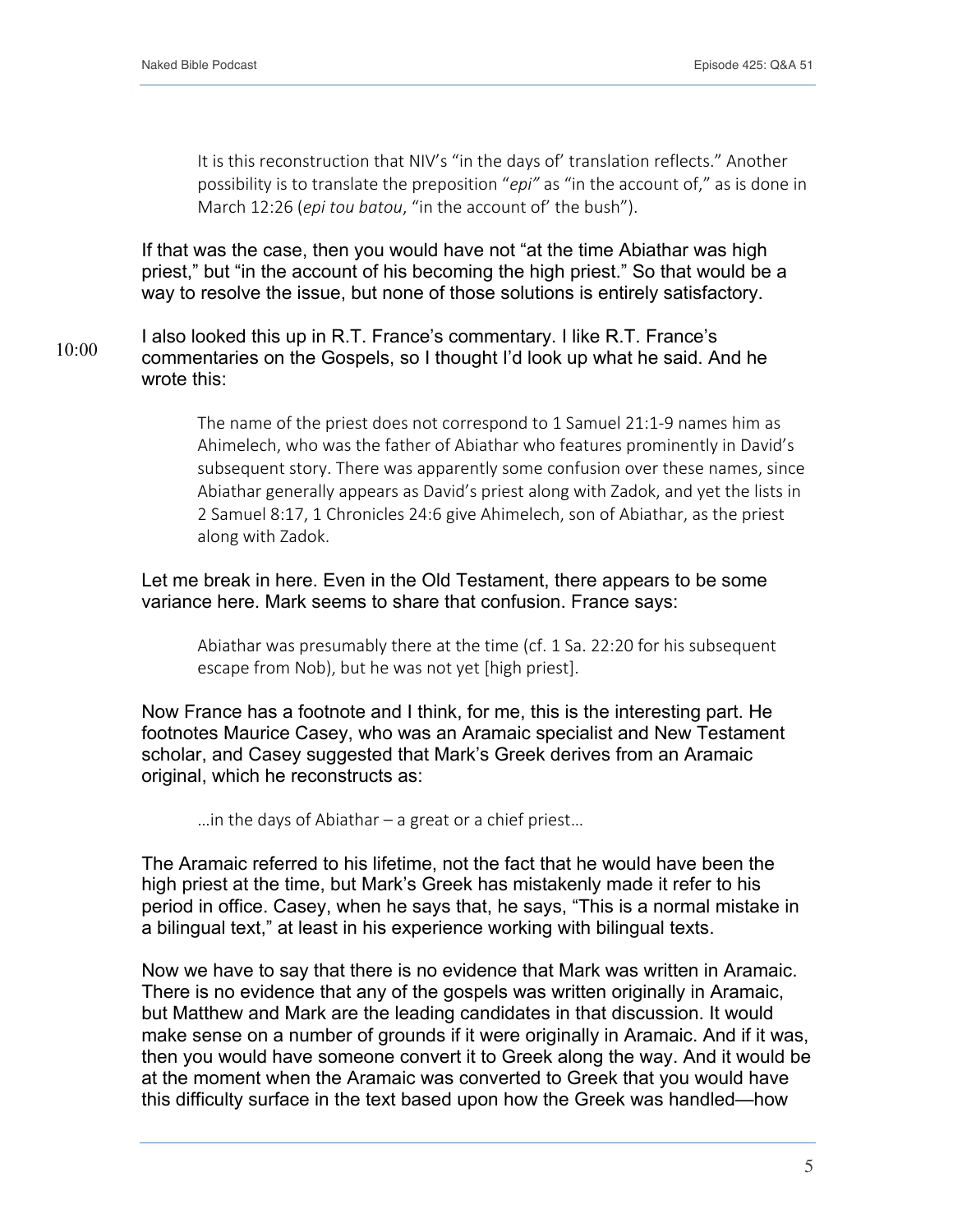> It is this reconstruction that NIV's "in the days of' translation reflects." Another possibility is to translate the preposition "*epi"* as "in the account of," as is done in March 12:26 (*epi tou batou*, "in the account of' the bush").

If that was the case, then you would have not "at the time Abiathar was high priest," but "in the account of his becoming the high priest." So that would be a way to resolve the issue, but none of those solutions is entirely satisfactory.

10:00

I also looked this up in R.T. France's commentary. I like R.T. France's commentaries on the Gospels, so I thought I'd look up what he said. And he wrote this:

> The name of the priest does not correspond to 1 Samuel 21:1-9 names him as Ahimelech, who was the father of Abiathar who features prominently in David's subsequent story. There was apparently some confusion over these names, since Abiathar generally appears as David's priest along with Zadok, and yet the lists in 2 Samuel 8:17, 1 Chronicles 24:6 give Ahimelech, son of Abiathar, as the priest along with Zadok.

Let me break in here. Even in the Old Testament, there appears to be some variance here. Mark seems to share that confusion. France says:

> Abiathar was presumably there at the time (cf. 1 Sa. 22:20 for his subsequent escape from Nob), but he was not yet [high priest].

Now France has a footnote and I think, for me, this is the interesting part. He footnotes Maurice Casey, who was an Aramaic specialist and New Testament scholar, and Casey suggested that Mark's Greek derives from an Aramaic original, which he reconstructs as:

> …in the days of Abiathar – a great or a chief priest…

The Aramaic referred to his lifetime, not the fact that he would have been the high priest at the time, but Mark's Greek has mistakenly made it refer to his period in office. Casey, when he says that, he says, "This is a normal mistake in a bilingual text," at least in his experience working with bilingual texts.

Now we have to say that there is no evidence that Mark was written in Aramaic. There is no evidence that any of the gospels was written originally in Aramaic, but Matthew and Mark are the leading candidates in that discussion. It would make sense on a number of grounds if it were originally in Aramaic. And if it was, then you would have someone convert it to Greek along the way. And it would be at the moment when the Aramaic was converted to Greek that you would have this difficulty surface in the text based upon how the Greek was handled—how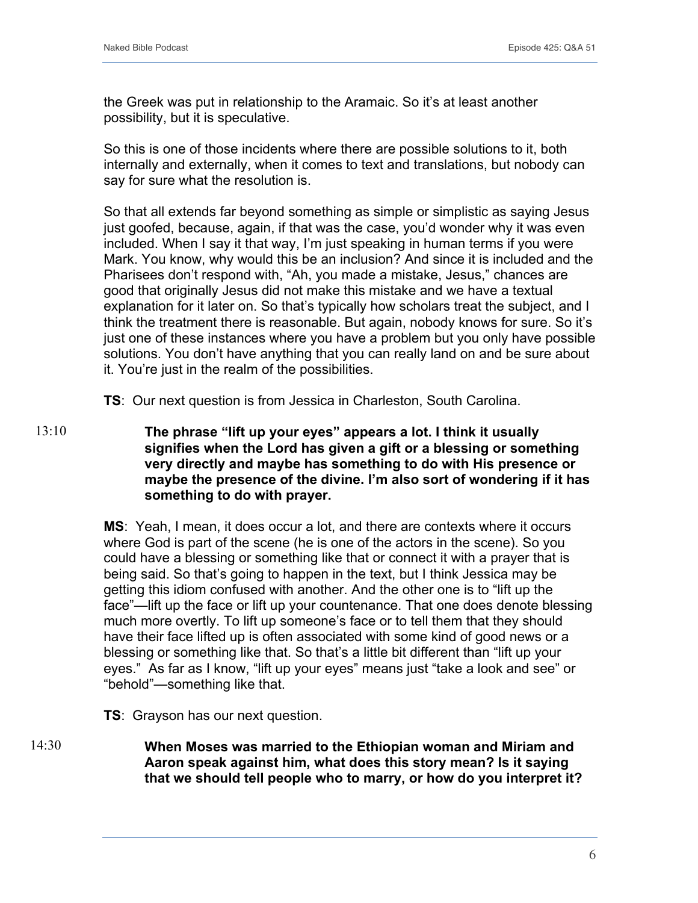the Greek was put in relationship to the Aramaic. So it's at least another possibility, but it is speculative.

So this is one of those incidents where there are possible solutions to it, both internally and externally, when it comes to text and translations, but nobody can say for sure what the resolution is.

So that all extends far beyond something as simple or simplistic as saying Jesus just goofed, because, again, if that was the case, you'd wonder why it was even included. When I say it that way, I'm just speaking in human terms if you were Mark. You know, why would this be an inclusion? And since it is included and the Pharisees don't respond with, "Ah, you made a mistake, Jesus," chances are good that originally Jesus did not make this mistake and we have a textual explanation for it later on. So that's typically how scholars treat the subject, and I think the treatment there is reasonable. But again, nobody knows for sure. So it's just one of these instances where you have a problem but you only have possible solutions. You don't have anything that you can really land on and be sure about it. You're just in the realm of the possibilities.

**TS**: Our next question is from Jessica in Charleston, South Carolina.

13:10

**The phrase "lift up your eyes" appears a lot. I think it usually signifies when the Lord has given a gift or a blessing or something very directly and maybe has something to do with His presence or maybe the presence of the divine. I'm also sort of wondering if it has something to do with prayer.**

**MS**: Yeah, I mean, it does occur a lot, and there are contexts where it occurs where God is part of the scene (he is one of the actors in the scene). So you could have a blessing or something like that or connect it with a prayer that is being said. So that's going to happen in the text, but I think Jessica may be getting this idiom confused with another. And the other one is to "lift up the face"—lift up the face or lift up your countenance. That one does denote blessing much more overtly. To lift up someone's face or to tell them that they should have their face lifted up is often associated with some kind of good news or a blessing or something like that. So that's a little bit different than "lift up your eyes." As far as I know, "lift up your eyes" means just "take a look and see" or "behold"—something like that.

**TS**: Grayson has our next question.

14:30

**When Moses was married to the Ethiopian woman and Miriam and Aaron speak against him, what does this story mean? Is it saying that we should tell people who to marry, or how do you interpret it?**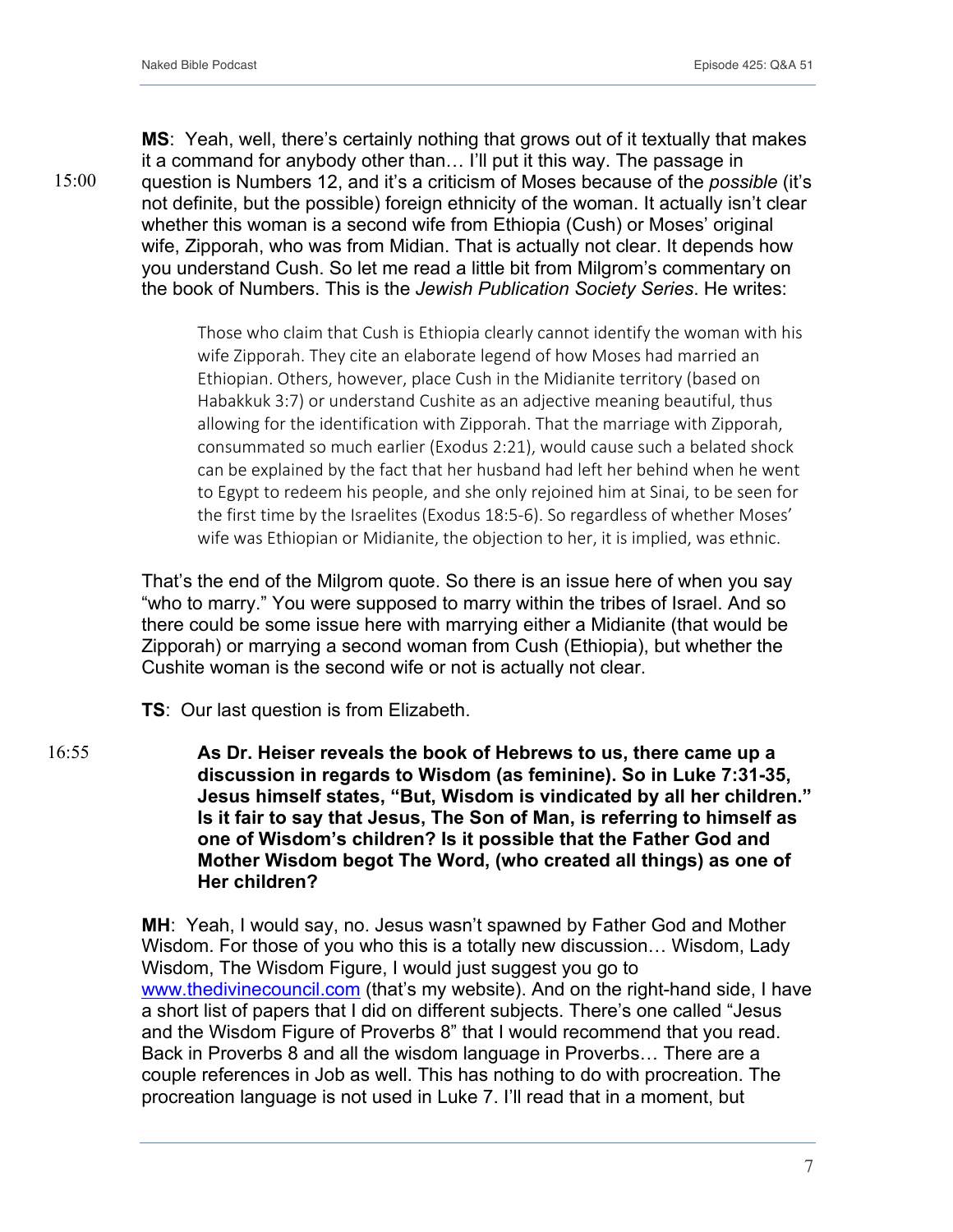**MS**: Yeah, well, there's certainly nothing that grows out of it textually that makes it a command for anybody other than… I'll put it this way. The passage in question is Numbers 12, and it's a criticism of Moses because of the *possible* (it's not definite, but the possible) foreign ethnicity of the woman. It actually isn't clear whether this woman is a second wife from Ethiopia (Cush) or Moses' original wife, Zipporah, who was from Midian. That is actually not clear. It depends how you understand Cush. So let me read a little bit from Milgrom's commentary on the book of Numbers. This is the *Jewish Publication Society Series*. He writes:

15:00

> Those who claim that Cush is Ethiopia clearly cannot identify the woman with his wife Zipporah. They cite an elaborate legend of how Moses had married an Ethiopian. Others, however, place Cush in the Midianite territory (based on Habakkuk 3:7) or understand Cushite as an adjective meaning beautiful, thus allowing for the identification with Zipporah. That the marriage with Zipporah, consummated so much earlier (Exodus 2:21), would cause such a belated shock can be explained by the fact that her husband had left her behind when he went to Egypt to redeem his people, and she only rejoined him at Sinai, to be seen for the first time by the Israelites (Exodus 18:5-6). So regardless of whether Moses' wife was Ethiopian or Midianite, the objection to her, it is implied, was ethnic.

That's the end of the Milgrom quote. So there is an issue here of when you say "who to marry." You were supposed to marry within the tribes of Israel. And so there could be some issue here with marrying either a Midianite (that would be Zipporah) or marrying a second woman from Cush (Ethiopia), but whether the Cushite woman is the second wife or not is actually not clear.

**TS**: Our last question is from Elizabeth.

16:55

> **As Dr. Heiser reveals the book of Hebrews to us, there came up a discussion in regards to Wisdom (as feminine). So in Luke 7:31-35, Jesus himself states, "But, Wisdom is vindicated by all her children." Is it fair to say that Jesus, The Son of Man, is referring to himself as one of Wisdom's children? Is it possible that the Father God and Mother Wisdom begot The Word, (who created all things) as one of Her children?**

**MH**: Yeah, I would say, no. Jesus wasn't spawned by Father God and Mother Wisdom. For those of you who this is a totally new discussion… Wisdom, Lady Wisdom, The Wisdom Figure, I would just suggest you go to www.thedivinecouncil.com (that's my website). And on the right-hand side, I have a short list of papers that I did on different subjects. There's one called "Jesus and the Wisdom Figure of Proverbs 8" that I would recommend that you read. Back in Proverbs 8 and all the wisdom language in Proverbs… There are a couple references in Job as well. This has nothing to do with procreation. The procreation language is not used in Luke 7. I'll read that in a moment, but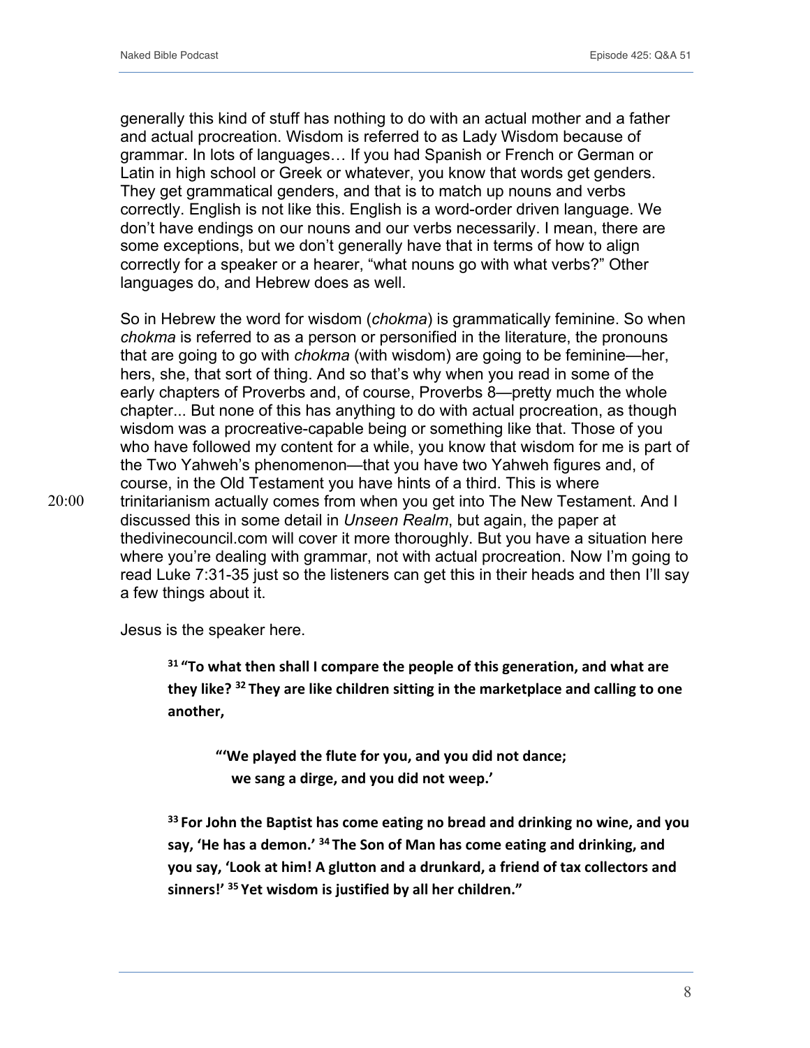generally this kind of stuff has nothing to do with an actual mother and a father and actual procreation. Wisdom is referred to as Lady Wisdom because of grammar. In lots of languages… If you had Spanish or French or German or Latin in high school or Greek or whatever, you know that words get genders. They get grammatical genders, and that is to match up nouns and verbs correctly. English is not like this. English is a word-order driven language. We don't have endings on our nouns and our verbs necessarily. I mean, there are some exceptions, but we don't generally have that in terms of how to align correctly for a speaker or a hearer, "what nouns go with what verbs?" Other languages do, and Hebrew does as well.

So in Hebrew the word for wisdom (*chokma*) is grammatically feminine. So when *chokma* is referred to as a person or personified in the literature, the pronouns that are going to go with *chokma* (with wisdom) are going to be feminine—her, hers, she, that sort of thing. And so that's why when you read in some of the early chapters of Proverbs and, of course, Proverbs 8—pretty much the whole chapter... But none of this has anything to do with actual procreation, as though wisdom was a procreative-capable being or something like that. Those of you who have followed my content for a while, you know that wisdom for me is part of the Two Yahweh's phenomenon—that you have two Yahweh figures and, of course, in the Old Testament you have hints of a third. This is where trinitarianism actually comes from when you get into The New Testament. And I discussed this in some detail in *Unseen Realm*, but again, the paper at thedivinecouncil.com will cover it more thoroughly. But you have a situation here where you're dealing with grammar, not with actual procreation. Now I'm going to read Luke 7:31-35 just so the listeners can get this in their heads and then I'll say a few things about it.

20:00

Jesus is the speaker here.

> **[31] "To what then shall I compare the people of this generation, and what are they like? [32] They are like children sitting in the marketplace and calling to one another,**
>
> > **"'We played the flute for you, and you did not dance;**
> > **we sang a dirge, and you did not weep.'**
>
> **[33] For John the Baptist has come eating no bread and drinking no wine, and you say, 'He has a demon.' [34] The Son of Man has come eating and drinking, and you say, 'Look at him! A glutton and a drunkard, a friend of tax collectors and sinners!' [35] Yet wisdom is justified by all her children."**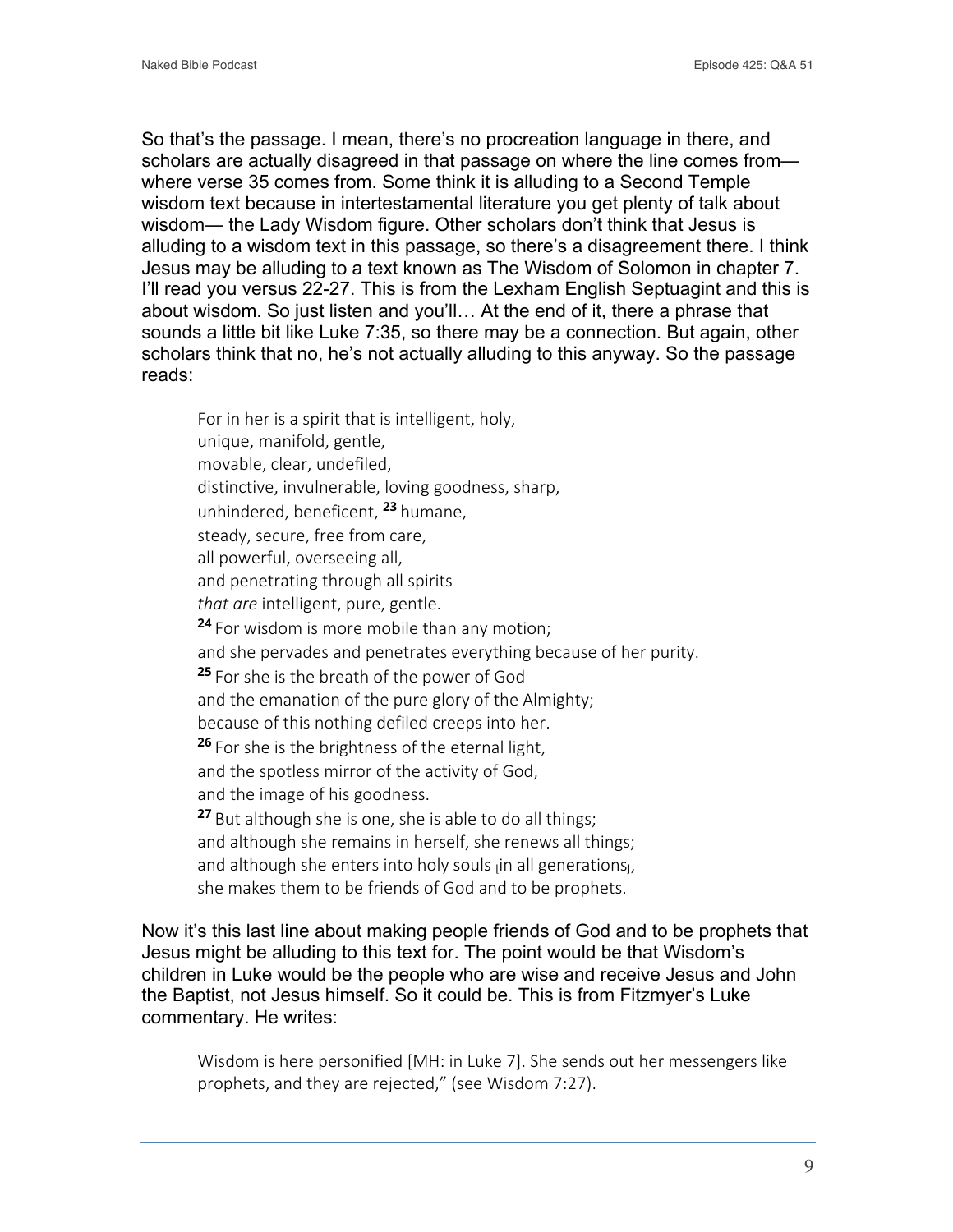So that's the passage. I mean, there's no procreation language in there, and scholars are actually disagreed in that passage on where the line comes from— where verse 35 comes from. Some think it is alluding to a Second Temple wisdom text because in intertestamental literature you get plenty of talk about wisdom— the Lady Wisdom figure. Other scholars don't think that Jesus is alluding to a wisdom text in this passage, so there's a disagreement there. I think Jesus may be alluding to a text known as The Wisdom of Solomon in chapter 7. I'll read you versus 22-27. This is from the Lexham English Septuagint and this is about wisdom. So just listen and you'll… At the end of it, there a phrase that sounds a little bit like Luke 7:35, so there may be a connection. But again, other scholars think that no, he's not actually alluding to this anyway. So the passage reads:

> For in her is a spirit that is intelligent, holy,
> unique, manifold, gentle,
> movable, clear, undefiled,
> distinctive, invulnerable, loving goodness, sharp,
> unhindered, beneficent, **23** humane,
> steady, secure, free from care,
> all powerful, overseeing all,
> and penetrating through all spirits
> *that are* intelligent, pure, gentle.
> **24** For wisdom is more mobile than any motion;
> and she pervades and penetrates everything because of her purity.
> **25** For she is the breath of the power of God
> and the emanation of the pure glory of the Almighty;
> because of this nothing defiled creeps into her.
> **26** For she is the brightness of the eternal light,
> and the spotless mirror of the activity of God,
> and the image of his goodness.
> **27** But although she is one, she is able to do all things;
> and although she remains in herself, she renews all things;
> and although she enters into holy souls ⌊in all generations⌋,
> she makes them to be friends of God and to be prophets.

Now it's this last line about making people friends of God and to be prophets that Jesus might be alluding to this text for. The point would be that Wisdom's children in Luke would be the people who are wise and receive Jesus and John the Baptist, not Jesus himself. So it could be. This is from Fitzmyer's Luke commentary. He writes:

> Wisdom is here personified [MH: in Luke 7]. She sends out her messengers like prophets, and they are rejected," (see Wisdom 7:27).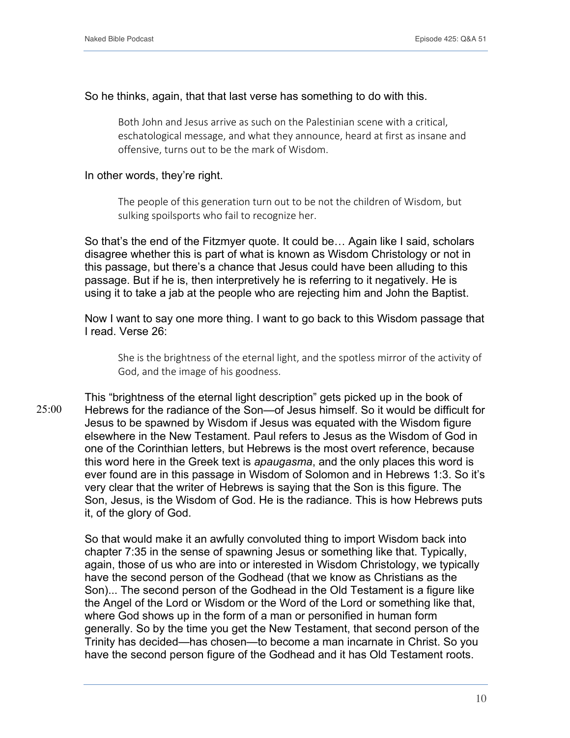So he thinks, again, that that last verse has something to do with this.

> Both John and Jesus arrive as such on the Palestinian scene with a critical, eschatological message, and what they announce, heard at first as insane and offensive, turns out to be the mark of Wisdom.

In other words, they're right.

> The people of this generation turn out to be not the children of Wisdom, but sulking spoilsports who fail to recognize her.

So that's the end of the Fitzmyer quote. It could be… Again like I said, scholars disagree whether this is part of what is known as Wisdom Christology or not in this passage, but there's a chance that Jesus could have been alluding to this passage. But if he is, then interpretively he is referring to it negatively. He is using it to take a jab at the people who are rejecting him and John the Baptist.

Now I want to say one more thing. I want to go back to this Wisdom passage that I read. Verse 26:

> She is the brightness of the eternal light, and the spotless mirror of the activity of God, and the image of his goodness.

25:00

This "brightness of the eternal light description" gets picked up in the book of Hebrews for the radiance of the Son—of Jesus himself. So it would be difficult for Jesus to be spawned by Wisdom if Jesus was equated with the Wisdom figure elsewhere in the New Testament. Paul refers to Jesus as the Wisdom of God in one of the Corinthian letters, but Hebrews is the most overt reference, because this word here in the Greek text is *apaugasma*, and the only places this word is ever found are in this passage in Wisdom of Solomon and in Hebrews 1:3. So it's very clear that the writer of Hebrews is saying that the Son is this figure. The Son, Jesus, is the Wisdom of God. He is the radiance. This is how Hebrews puts it, of the glory of God.

So that would make it an awfully convoluted thing to import Wisdom back into chapter 7:35 in the sense of spawning Jesus or something like that. Typically, again, those of us who are into or interested in Wisdom Christology, we typically have the second person of the Godhead (that we know as Christians as the Son)... The second person of the Godhead in the Old Testament is a figure like the Angel of the Lord or Wisdom or the Word of the Lord or something like that, where God shows up in the form of a man or personified in human form generally. So by the time you get the New Testament, that second person of the Trinity has decided—has chosen—to become a man incarnate in Christ. So you have the second person figure of the Godhead and it has Old Testament roots.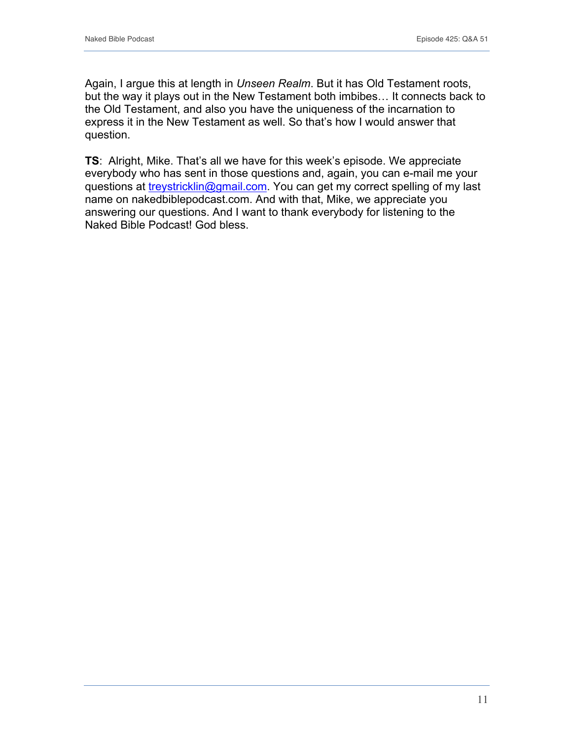Again, I argue this at length in *Unseen Realm*. But it has Old Testament roots, but the way it plays out in the New Testament both imbibes… It connects back to the Old Testament, and also you have the uniqueness of the incarnation to express it in the New Testament as well. So that's how I would answer that question.

**TS**: Alright, Mike. That's all we have for this week's episode. We appreciate everybody who has sent in those questions and, again, you can e-mail me your questions at treystricklin@gmail.com. You can get my correct spelling of my last name on nakedbiblepodcast.com. And with that, Mike, we appreciate you answering our questions. And I want to thank everybody for listening to the Naked Bible Podcast! God bless.